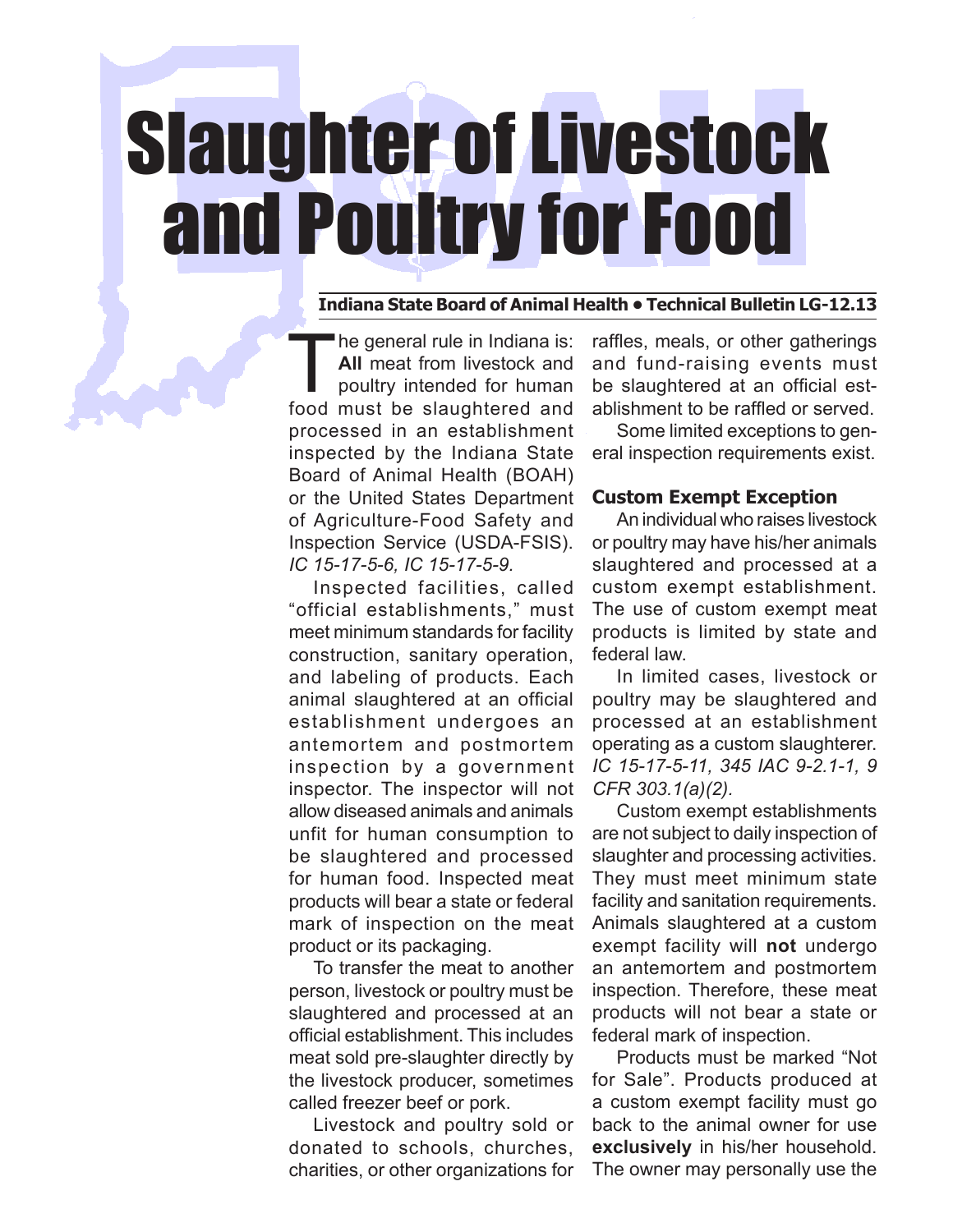# Slaughter of Livestock and Poultry for Food

**Indiana State Board of Animal Health • Technical Bulletin LG-12.13**

The general rule in Indiana is: **All** meat from livestock and poultry intended for human food must be slaughtered and processed in an establishment inspected by the Indiana State Board of Animal Health (BOAH) or the United States Department of Agriculture-Food Safety and Inspection Service (USDA-FSIS). *IC 15-17-5-6, IC 15-17-5-9.*

Inspected facilities, called "official establishments," must meet minimum standards for facility construction, sanitary operation, and labeling of products. Each animal slaughtered at an official establishment undergoes an antemortem and postmortem inspection by a government inspector. The inspector will not allow diseased animals and animals unfit for human consumption to be slaughtered and processed for human food. Inspected meat products will bear a state or federal mark of inspection on the meat product or its packaging.

To transfer the meat to another person, livestock or poultry must be slaughtered and processed at an official establishment. This includes meat sold pre-slaughter directly by the livestock producer, sometimes called freezer beef or pork.

Livestock and poultry sold or donated to schools, churches, charities, or other organizations for raffles, meals, or other gatherings and fund-raising events must be slaughtered at an official establishment to be raffled or served.

Some limited exceptions to general inspection requirements exist.

### Custom Exempt Exception

An individual who raises livestock or poultry may have his/her animals slaughtered and processed at a custom exempt establishment. The use of custom exempt meat products is limited by state and federal law.

In limited cases, livestock or poultry may be slaughtered and processed at an establishment operating as a custom slaughterer. *IC 15-17-5-11, 345 IAC 9-2.1-1, 9 CFR 303.1(a)(2).*

Custom exempt establishments are not subject to daily inspection of slaughter and processing activities. They must meet minimum state facility and sanitation requirements. Animals slaughtered at a custom exempt facility will **not** undergo an antemortem and postmortem inspection. Therefore, these meat products will not bear a state or federal mark of inspection.

Products must be marked "Not for Sale". Products produced at a custom exempt facility must go back to the animal owner for use **exclusively** in his/her household. The owner may personally use the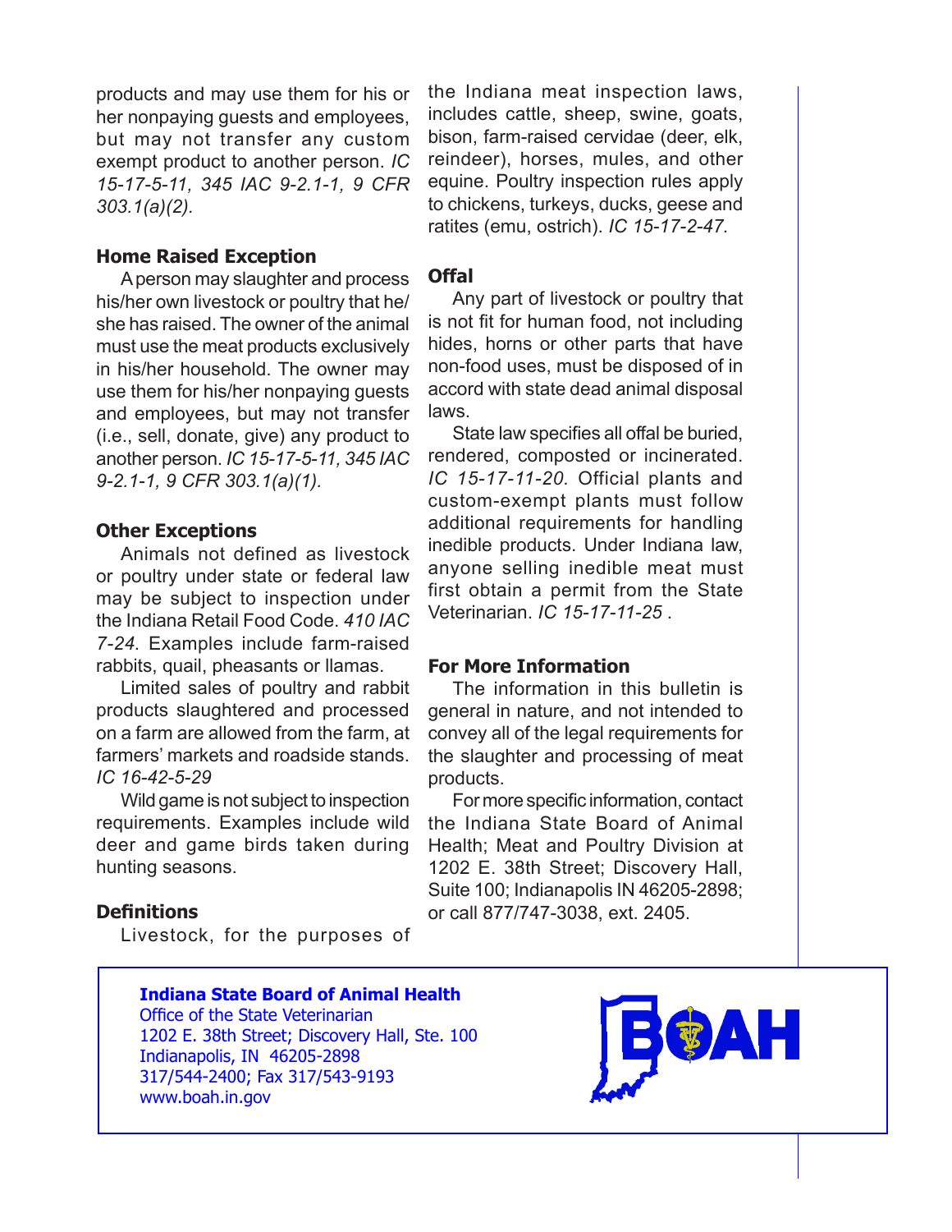products and may use them for his or her nonpaying guests and employees, but may not transfer any custom exempt product to another person. *IC 15-17-5-11, 345 IAC 9-2.1-1, 9 CFR 303.1(a)(2).*

### Home Raised Exception

A person may slaughter and process his/her own livestock or poultry that he/she has raised. The owner of the animal must use the meat products exclusively in his/her household. The owner may use them for his/her nonpaying guests and employees, but may not transfer (i.e., sell, donate, give) any product to another person. *IC 15-17-5-11, 345 IAC 9-2.1-1, 9 CFR 303.1(a)(1).*

### Other Exceptions

Animals not defined as livestock or poultry under state or federal law may be subject to inspection under the Indiana Retail Food Code. *410 IAC 7-24.* Examples include farm-raised rabbits, quail, pheasants or llamas.

Limited sales of poultry and rabbit products slaughtered and processed on a farm are allowed from the farm, at farmers' markets and roadside stands. *IC 16-42-5-29*

Wild game is not subject to inspection requirements. Examples include wild deer and game birds taken during hunting seasons.

### Definitions

Livestock, for the purposes of the Indiana meat inspection laws, includes cattle, sheep, swine, goats, bison, farm-raised cervidae (deer, elk, reindeer), horses, mules, and other equine. Poultry inspection rules apply to chickens, turkeys, ducks, geese and ratites (emu, ostrich). *IC 15-17-2-47.*

### Offal

Any part of livestock or poultry that is not fit for human food, not including hides, horns or other parts that have non-food uses, must be disposed of in accord with state dead animal disposal laws.

State law specifies all offal be buried, rendered, composted or incinerated. *IC 15-17-11-20.* Official plants and custom-exempt plants must follow additional requirements for handling inedible products. Under Indiana law, anyone selling inedible meat must first obtain a permit from the State Veterinarian. *IC 15-17-11-25* .

### For More Information

The information in this bulletin is general in nature, and not intended to convey all of the legal requirements for the slaughter and processing of meat products.

For more specific information, contact the Indiana State Board of Animal Health; Meat and Poultry Division at 1202 E. 38th Street; Discovery Hall, Suite 100; Indianapolis IN 46205-2898; or call 877/747-3038, ext. 2405.

**Indiana State Board of Animal Health**
Office of the State Veterinarian
1202 E. 38th Street; Discovery Hall, Ste. 100
Indianapolis, IN 46205-2898
317/544-2400; Fax 317/543-9193
www.boah.in.gov

BOAH